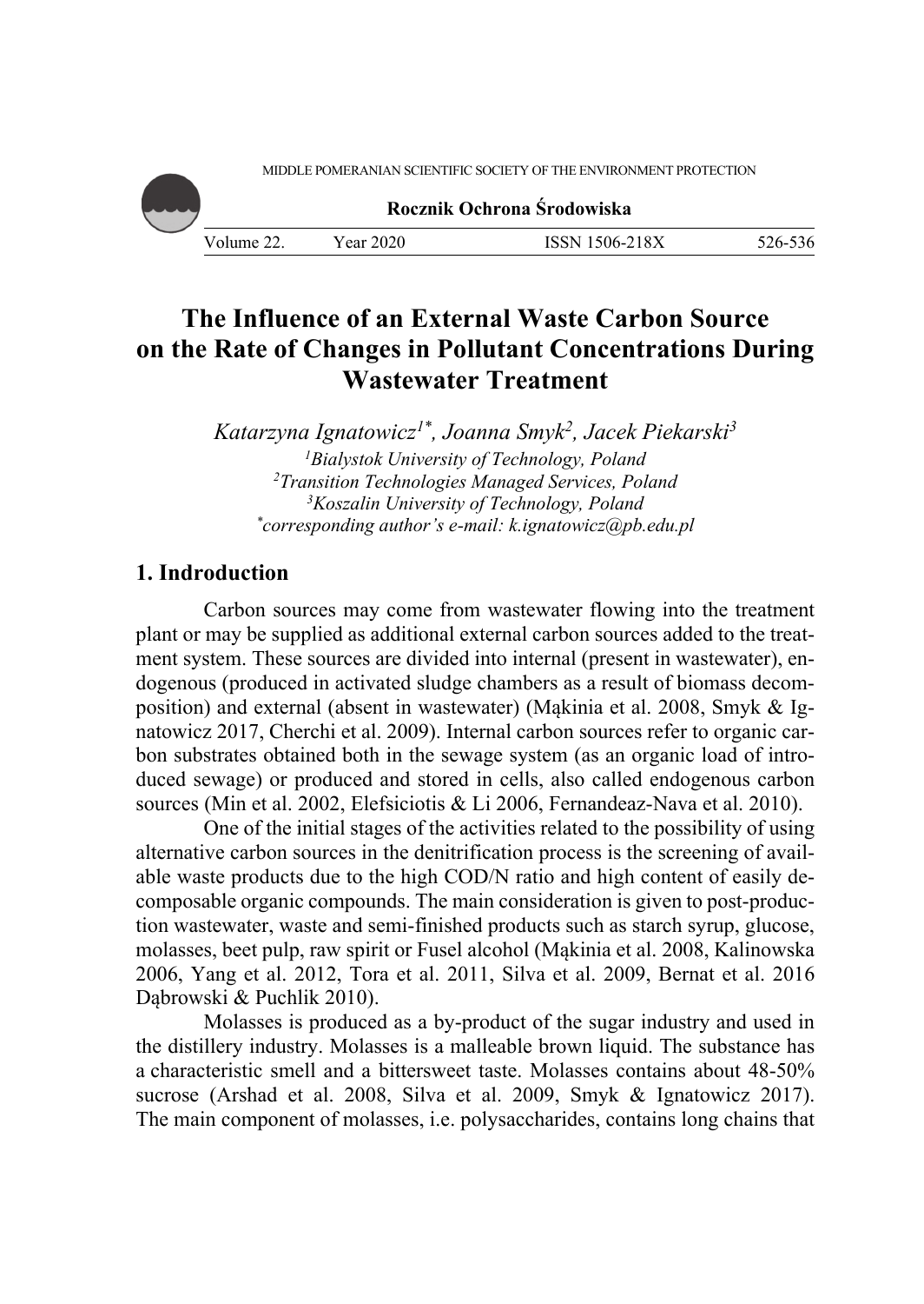MIDDLE POMERANIAN SCIENTIFIC SOCIETY OF THE ENVIRONMENT PROTECTION

**Rocznik Ochrona Środowiska**

# The Influence of an External Waste Carbon Source on the Rate of Changes in Pollutant Concentrations During Wastewater Treatment

*Katarzyna Ignatowicz[1*], Joanna Smyk[2], Jacek Piekarski[3]*

*[1]Bialystok University of Technology, Poland*
*[2]Transition Technologies Managed Services, Poland*
*[3]Koszalin University of Technology, Poland*
*[*]corresponding author's e-mail: k.ignatowicz@pb.edu.pl*

## 1. Indroduction

Carbon sources may come from wastewater flowing into the treatment plant or may be supplied as additional external carbon sources added to the treatment system. These sources are divided into internal (present in wastewater), endogenous (produced in activated sludge chambers as a result of biomass decomposition) and external (absent in wastewater) (Mąkinia et al. 2008, Smyk & Ignatowicz 2017, Cherchi et al. 2009). Internal carbon sources refer to organic carbon substrates obtained both in the sewage system (as an organic load of introduced sewage) or produced and stored in cells, also called endogenous carbon sources (Min et al. 2002, Elefsiciotis & Li 2006, Fernandeaz-Nava et al. 2010).

One of the initial stages of the activities related to the possibility of using alternative carbon sources in the denitrification process is the screening of available waste products due to the high COD/N ratio and high content of easily decomposable organic compounds. The main consideration is given to post-production wastewater, waste and semi-finished products such as starch syrup, glucose, molasses, beet pulp, raw spirit or Fusel alcohol (Mąkinia et al. 2008, Kalinowska 2006, Yang et al. 2012, Tora et al. 2011, Silva et al. 2009, Bernat et al. 2016 Dąbrowski & Puchlik 2010).

Molasses is produced as a by-product of the sugar industry and used in the distillery industry. Molasses is a malleable brown liquid. The substance has a characteristic smell and a bittersweet taste. Molasses contains about 48-50% sucrose (Arshad et al. 2008, Silva et al. 2009, Smyk & Ignatowicz 2017). The main component of molasses, i.e. polysaccharides, contains long chains that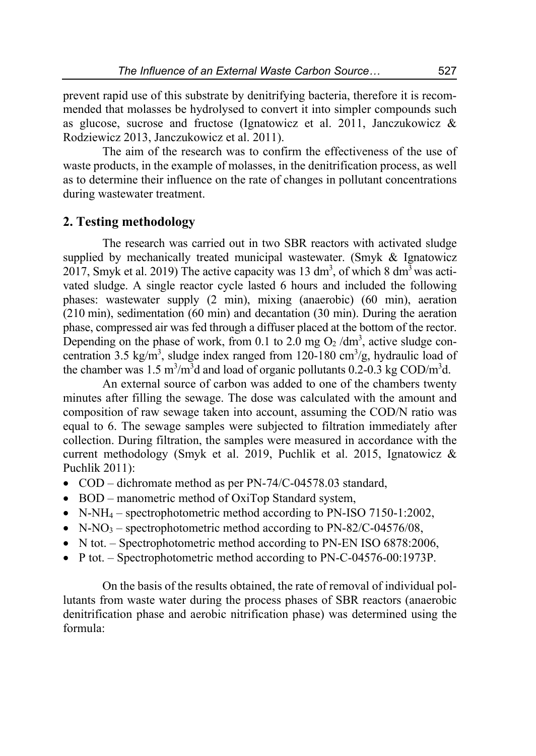prevent rapid use of this substrate by denitrifying bacteria, therefore it is recommended that molasses be hydrolysed to convert it into simpler compounds such as glucose, sucrose and fructose (Ignatowicz et al. 2011, Janczukowicz & Rodziewicz 2013, Janczukowicz et al. 2011).

The aim of the research was to confirm the effectiveness of the use of waste products, in the example of molasses, in the denitrification process, as well as to determine their influence on the rate of changes in pollutant concentrations during wastewater treatment.

## 2. Testing methodology

The research was carried out in two SBR reactors with activated sludge supplied by mechanically treated municipal wastewater. (Smyk & Ignatowicz 2017, Smyk et al. 2019) The active capacity was 13 $dm^3$, of which 8 $dm^3$ was activated sludge. A single reactor cycle lasted 6 hours and included the following phases: wastewater supply (2 min), mixing (anaerobic) (60 min), aeration (210 min), sedimentation (60 min) and decantation (30 min). During the aeration phase, compressed air was fed through a diffuser placed at the bottom of the rector. Depending on the phase of work, from 0.1 to 2.0 mg $O_2$ /$dm^3$, active sludge concentration 3.5 kg/$m^3$, sludge index ranged from 120-180 $cm^3$/g, hydraulic load of the chamber was 1.5 $m^3/m^3d$ and load of organic pollutants 0.2-0.3 kg COD/$m^3$d.

An external source of carbon was added to one of the chambers twenty minutes after filling the sewage. The dose was calculated with the amount and composition of raw sewage taken into account, assuming the COD/N ratio was equal to 6. The sewage samples were subjected to filtration immediately after collection. During filtration, the samples were measured in accordance with the current methodology (Smyk et al. 2019, Puchlik et al. 2015, Ignatowicz & Puchlik 2011):

- COD – dichromate method as per PN-74/C-04578.03 standard,
- BOD – manometric method of OxiTop Standard system,
- $N\text{-}NH_4$ – spectrophotometric method according to PN-ISO 7150-1:2002,
- $N\text{-}NO_3$ – spectrophotometric method according to PN-82/C-04576/08,
- N tot. – Spectrophotometric method according to PN-EN ISO 6878:2006,
- P tot. – Spectrophotometric method according to PN-C-04576-00:1973P.

On the basis of the results obtained, the rate of removal of individual pollutants from waste water during the process phases of SBR reactors (anaerobic denitrification phase and aerobic nitrification phase) was determined using the formula: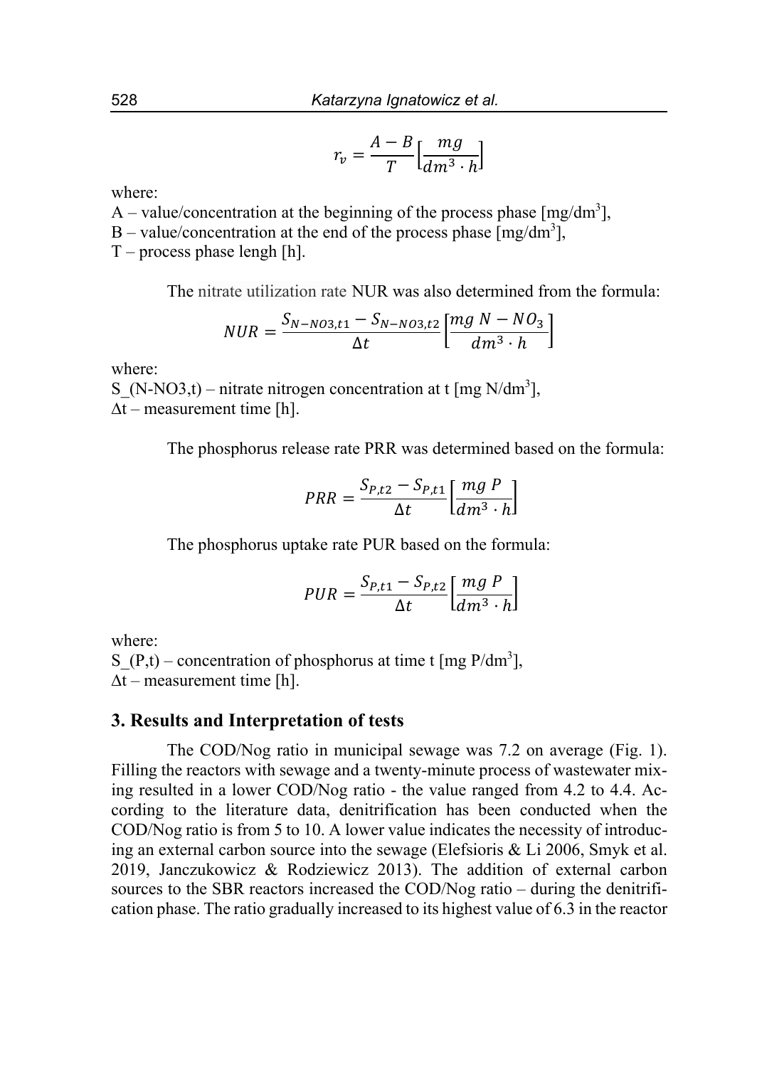$$r_v = \frac{A - B}{T}\left[\frac{mg}{dm^3 \cdot h}\right]$$

where:

A – value/concentration at the beginning of the process phase [mg/dm$^3$],

B – value/concentration at the end of the process phase [mg/dm$^3$],

T – process phase lengh [h].

The nitrate utilization rate NUR was also determined from the formula:

$$NUR = \frac{S_{N-NO3,t1} - S_{N-NO3,t2}}{\Delta t}\left[\frac{mg\ N - NO_3}{dm^3 \cdot h}\right]$$

where:

S_(N-NO3,t) – nitrate nitrogen concentration at t [mg N/dm$^3$],

$\Delta t$ – measurement time [h].

The phosphorus release rate PRR was determined based on the formula:

$$PRR = \frac{S_{P,t2} - S_{P,t1}}{\Delta t}\left[\frac{mg\ P}{dm^3 \cdot h}\right]$$

The phosphorus uptake rate PUR based on the formula:

$$PUR = \frac{S_{P,t1} - S_{P,t2}}{\Delta t}\left[\frac{mg\ P}{dm^3 \cdot h}\right]$$

where:

S_(P,t) – concentration of phosphorus at time t [mg P/dm$^3$],

$\Delta t$ – measurement time [h].

## 3. Results and Interpretation of tests

The COD/Nog ratio in municipal sewage was 7.2 on average (Fig. 1). Filling the reactors with sewage and a twenty-minute process of wastewater mixing resulted in a lower COD/Nog ratio - the value ranged from 4.2 to 4.4. According to the literature data, denitrification has been conducted when the COD/Nog ratio is from 5 to 10. A lower value indicates the necessity of introducing an external carbon source into the sewage (Elefsioris & Li 2006, Smyk et al. 2019, Janczukowicz & Rodziewicz 2013). The addition of external carbon sources to the SBR reactors increased the COD/Nog ratio – during the denitrification phase. The ratio gradually increased to its highest value of 6.3 in the reactor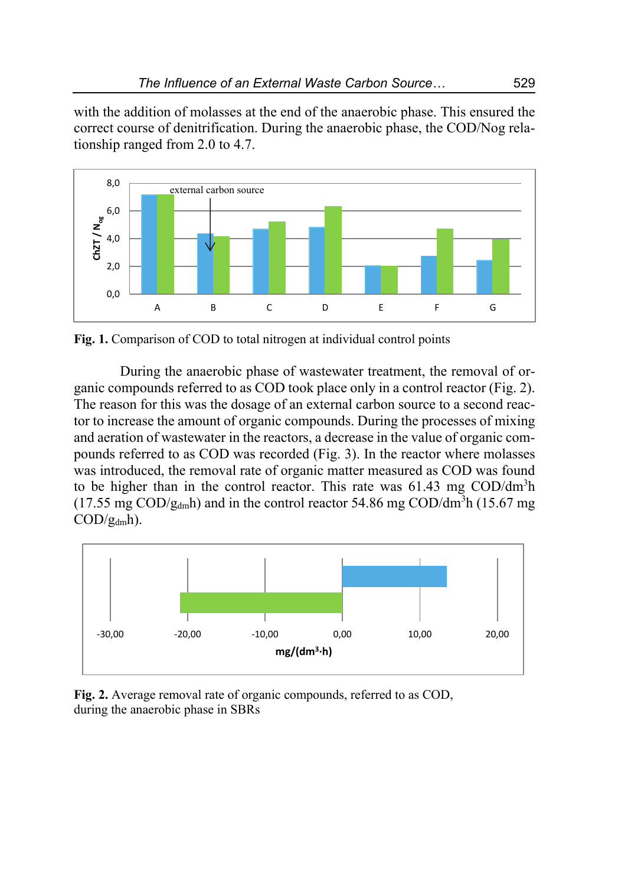with the addition of molasses at the end of the anaerobic phase. This ensured the correct course of denitrification. During the anaerobic phase, the COD/Nog relationship ranged from 2.0 to 4.7.

**Fig. 1.** Comparison of COD to total nitrogen at individual control points

During the anaerobic phase of wastewater treatment, the removal of organic compounds referred to as COD took place only in a control reactor (Fig. 2). The reason for this was the dosage of an external carbon source to a second reactor to increase the amount of organic compounds. During the processes of mixing and aeration of wastewater in the reactors, a decrease in the value of organic compounds referred to as COD was recorded (Fig. 3). In the reactor where molasses was introduced, the removal rate of organic matter measured as COD was found to be higher than in the control reactor. This rate was 61.43 mg COD/dm$^3$h (17.55 mg COD/g$_{dm}$h) and in the control reactor 54.86 mg COD/dm$^3$h (15.67 mg COD/g$_{dm}$h).

**Fig. 2.** Average removal rate of organic compounds, referred to as COD, during the anaerobic phase in SBRs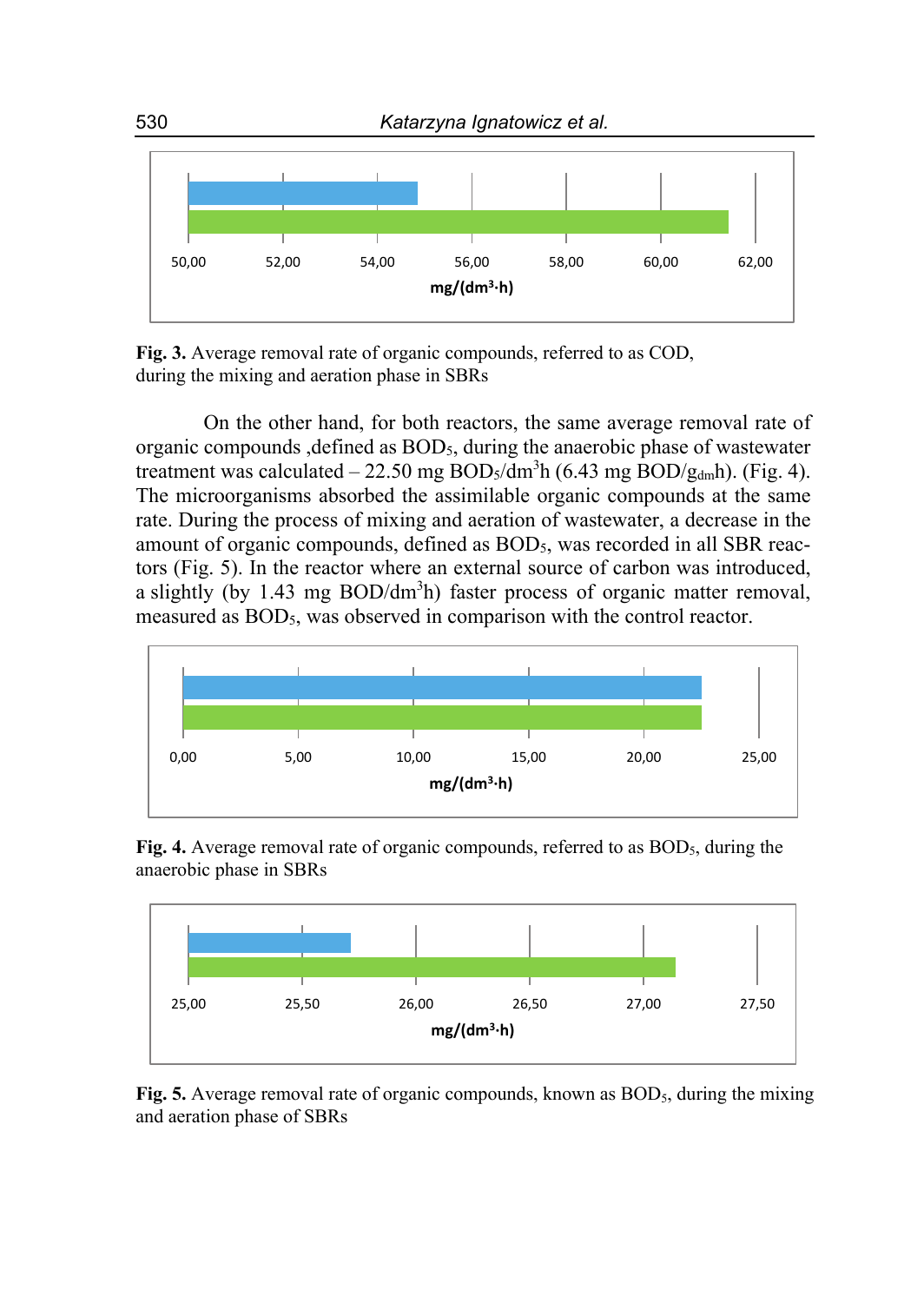**Fig. 3.** Average removal rate of organic compounds, referred to as COD, during the mixing and aeration phase in SBRs

On the other hand, for both reactors, the same average removal rate of organic compounds ,defined as $BOD_5$, during the anaerobic phase of wastewater treatment was calculated – 22.50 mg $BOD_5/dm^3h$ (6.43 mg $BOD/g_{dm}h$). (Fig. 4). The microorganisms absorbed the assimilable organic compounds at the same rate. During the process of mixing and aeration of wastewater, a decrease in the amount of organic compounds, defined as $BOD_5$, was recorded in all SBR reactors (Fig. 5). In the reactor where an external source of carbon was introduced, a slightly (by 1.43 mg $BOD/dm^3h$) faster process of organic matter removal, measured as $BOD_5$, was observed in comparison with the control reactor.

**Fig. 4.** Average removal rate of organic compounds, referred to as $BOD_5$, during the anaerobic phase in SBRs

**Fig. 5.** Average removal rate of organic compounds, known as $BOD_5$, during the mixing and aeration phase of SBRs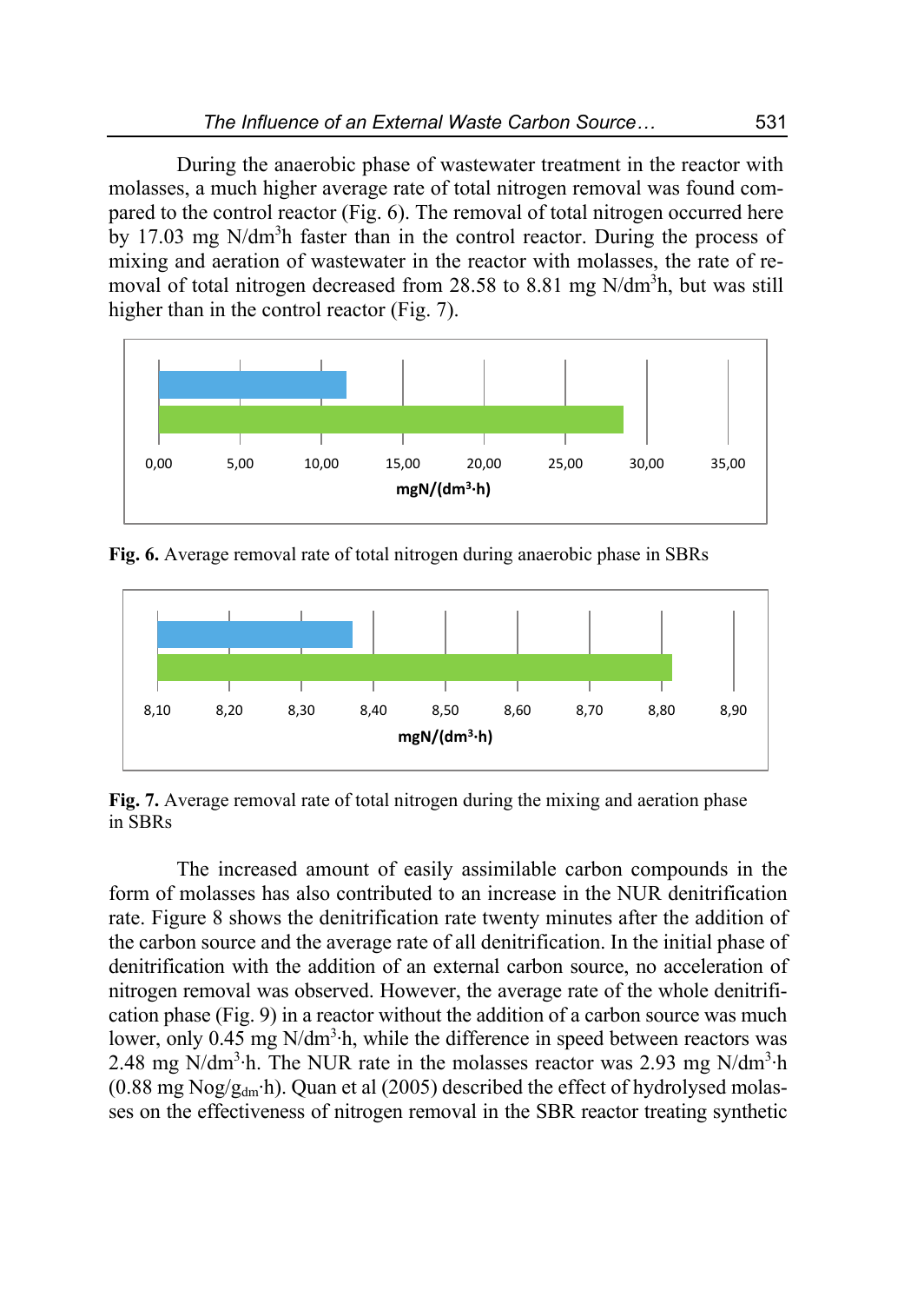During the anaerobic phase of wastewater treatment in the reactor with molasses, a much higher average rate of total nitrogen removal was found compared to the control reactor (Fig. 6). The removal of total nitrogen occurred here by 17.03 mg N/dm$^3$h faster than in the control reactor. During the process of mixing and aeration of wastewater in the reactor with molasses, the rate of removal of total nitrogen decreased from 28.58 to 8.81 mg N/dm$^3$h, but was still higher than in the control reactor (Fig. 7).

**Fig. 6.** Average removal rate of total nitrogen during anaerobic phase in SBRs

**Fig. 7.** Average removal rate of total nitrogen during the mixing and aeration phase in SBRs

The increased amount of easily assimilable carbon compounds in the form of molasses has also contributed to an increase in the NUR denitrification rate. Figure 8 shows the denitrification rate twenty minutes after the addition of the carbon source and the average rate of all denitrification. In the initial phase of denitrification with the addition of an external carbon source, no acceleration of nitrogen removal was observed. However, the average rate of the whole denitrification phase (Fig. 9) in a reactor without the addition of a carbon source was much lower, only 0.45 mg N/dm$^3$·h, while the difference in speed between reactors was 2.48 mg N/dm$^3$·h. The NUR rate in the molasses reactor was 2.93 mg N/dm$^3$·h (0.88 mg Nog/g$_{dm}$·h). Quan et al (2005) described the effect of hydrolysed molasses on the effectiveness of nitrogen removal in the SBR reactor treating synthetic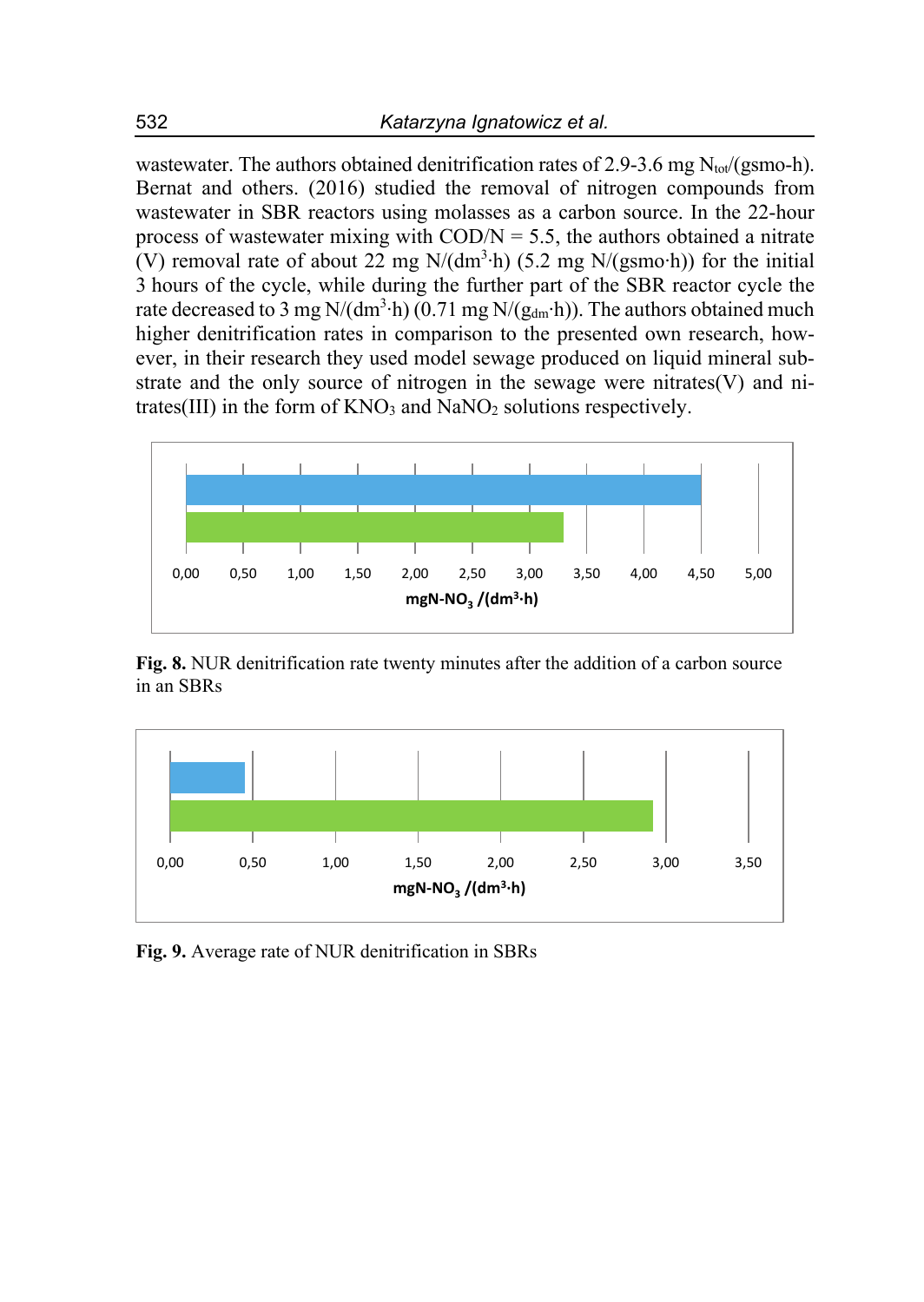wastewater. The authors obtained denitrification rates of 2.9-3.6 mg $N_{tot}$/(gsmo-h). Bernat and others. (2016) studied the removal of nitrogen compounds from wastewater in SBR reactors using molasses as a carbon source. In the 22-hour process of wastewater mixing with COD/N = 5.5, the authors obtained a nitrate (V) removal rate of about 22 mg N/($dm^3$·h) (5.2 mg N/(gsmo·h)) for the initial 3 hours of the cycle, while during the further part of the SBR reactor cycle the rate decreased to 3 mg N/($dm^3$·h) (0.71 mg N/($g_{dm}$·h)). The authors obtained much higher denitrification rates in comparison to the presented own research, however, in their research they used model sewage produced on liquid mineral substrate and the only source of nitrogen in the sewage were nitrates(V) and nitrates(III) in the form of $KNO_3$ and $NaNO_2$ solutions respectively.

**Fig. 8.** NUR denitrification rate twenty minutes after the addition of a carbon source in an SBRs

**Fig. 9.** Average rate of NUR denitrification in SBRs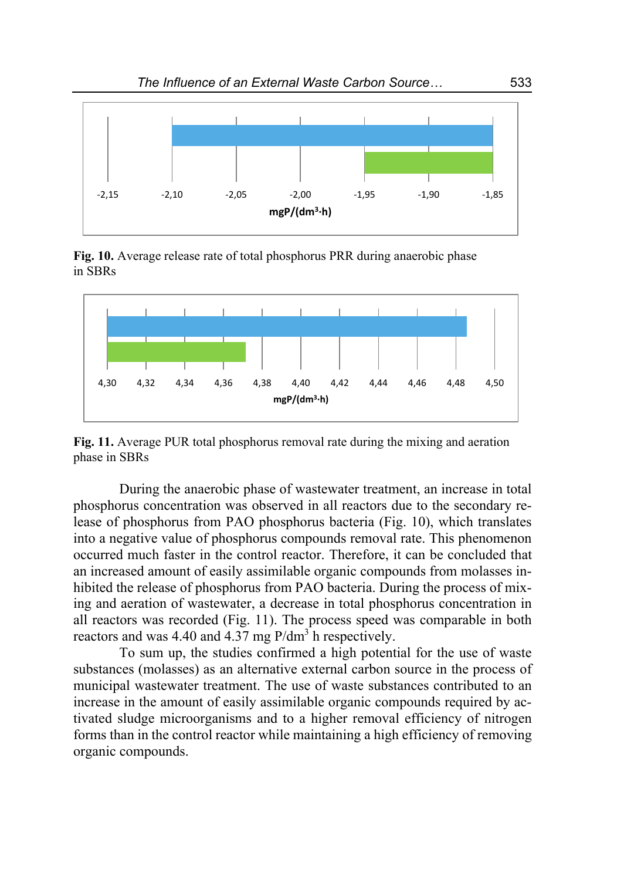**Fig. 10.** Average release rate of total phosphorus PRR during anaerobic phase in SBRs

**Fig. 11.** Average PUR total phosphorus removal rate during the mixing and aeration phase in SBRs

During the anaerobic phase of wastewater treatment, an increase in total phosphorus concentration was observed in all reactors due to the secondary release of phosphorus from PAO phosphorus bacteria (Fig. 10), which translates into a negative value of phosphorus compounds removal rate. This phenomenon occurred much faster in the control reactor. Therefore, it can be concluded that an increased amount of easily assimilable organic compounds from molasses inhibited the release of phosphorus from PAO bacteria. During the process of mixing and aeration of wastewater, a decrease in total phosphorus concentration in all reactors was recorded (Fig. 11). The process speed was comparable in both reactors and was 4.40 and 4.37 mg P/dm$^3$ h respectively.

To sum up, the studies confirmed a high potential for the use of waste substances (molasses) as an alternative external carbon source in the process of municipal wastewater treatment. The use of waste substances contributed to an increase in the amount of easily assimilable organic compounds required by activated sludge microorganisms and to a higher removal efficiency of nitrogen forms than in the control reactor while maintaining a high efficiency of removing organic compounds.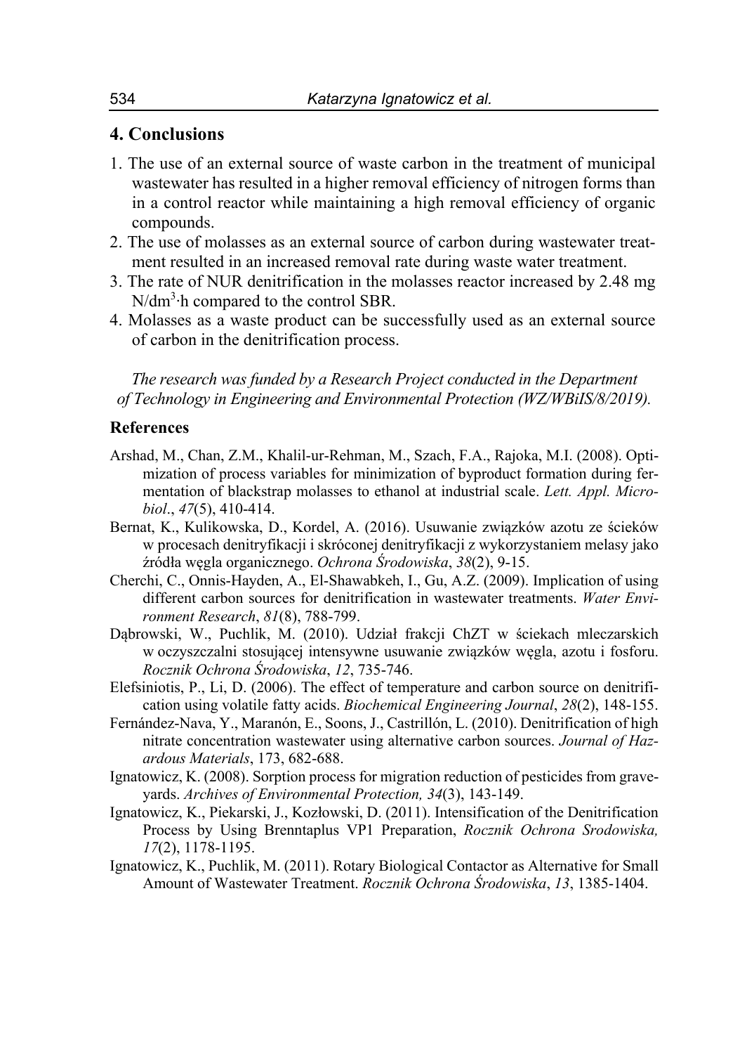## 4. Conclusions

1. The use of an external source of waste carbon in the treatment of municipal wastewater has resulted in a higher removal efficiency of nitrogen forms than in a control reactor while maintaining a high removal efficiency of organic compounds.
2. The use of molasses as an external source of carbon during wastewater treatment resulted in an increased removal rate during waste water treatment.
3. The rate of NUR denitrification in the molasses reactor increased by 2.48 mg $N/dm^3 \cdot h$ compared to the control SBR.
4. Molasses as a waste product can be successfully used as an external source of carbon in the denitrification process.

*The research was funded by a Research Project conducted in the Department of Technology in Engineering and Environmental Protection (WZ/WBiIS/8/2019).*

### References

Arshad, M., Chan, Z.M., Khalil-ur-Rehman, M., Szach, F.A., Rajoka, M.I. (2008). Optimization of process variables for minimization of byproduct formation during fermentation of blackstrap molasses to ethanol at industrial scale. *Lett. Appl. Microbiol*., *47*(5), 410-414.

Bernat, K., Kulikowska, D., Kordel, A. (2016). Usuwanie związków azotu ze ścieków w procesach denitryfikacji i skróconej denitryfikacji z wykorzystaniem melasy jako źródła węgla organicznego. *Ochrona Środowiska*, *38*(2), 9-15.

Cherchi, C., Onnis-Hayden, A., El-Shawabkeh, I., Gu, A.Z. (2009). Implication of using different carbon sources for denitrification in wastewater treatments. *Water Environment Research*, *81*(8), 788-799.

Dąbrowski, W., Puchlik, M. (2010). Udział frakcji ChZT w ściekach mleczarskich w oczyszczalni stosującej intensywne usuwanie związków węgla, azotu i fosforu. *Rocznik Ochrona Środowiska*, *12*, 735-746.

Elefsiniotis, P., Li, D. (2006). The effect of temperature and carbon source on denitrification using volatile fatty acids. *Biochemical Engineering Journal*, *28*(2), 148-155.

Fernández-Nava, Y., Maranón, E., Soons, J., Castrillón, L. (2010). Denitrification of high nitrate concentration wastewater using alternative carbon sources. *Journal of Hazardous Materials*, 173, 682-688.

Ignatowicz, K. (2008). Sorption process for migration reduction of pesticides from graveyards. *Archives of Environmental Protection, 34*(3), 143-149.

Ignatowicz, K., Piekarski, J., Kozłowski, D. (2011). Intensification of the Denitrification Process by Using Brenntaplus VP1 Preparation, *Rocznik Ochrona Srodowiska, 17*(2), 1178-1195.

Ignatowicz, K., Puchlik, M. (2011). Rotary Biological Contactor as Alternative for Small Amount of Wastewater Treatment. *Rocznik Ochrona Środowiska*, *13*, 1385-1404.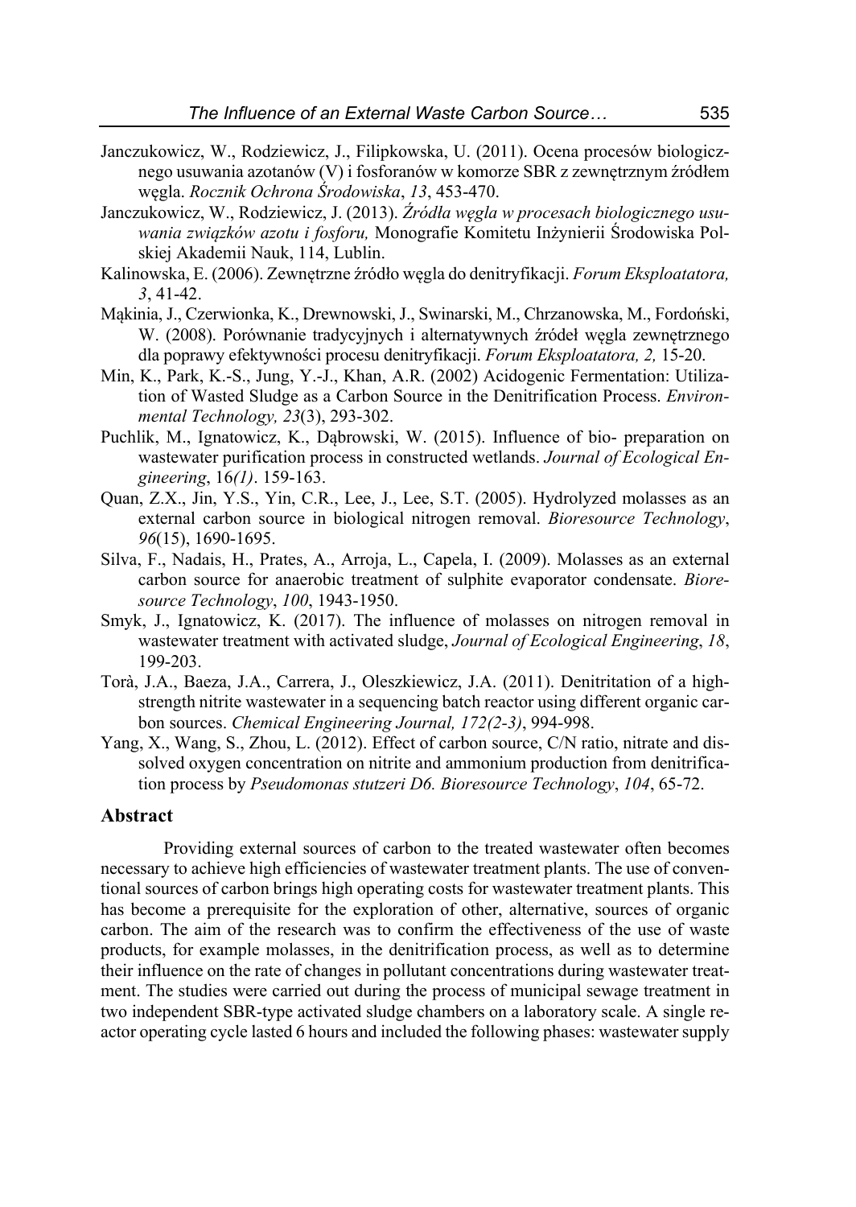Janczukowicz, W., Rodziewicz, J., Filipkowska, U. (2011). Ocena procesów biologicznego usuwania azotanów (V) i fosforanów w komorze SBR z zewnętrznym źródłem węgla. *Rocznik Ochrona Środowiska*, *13*, 453-470.

Janczukowicz, W., Rodziewicz, J. (2013). *Źródła węgla w procesach biologicznego usuwania związków azotu i fosforu,* Monografie Komitetu Inżynierii Środowiska Polskiej Akademii Nauk, 114, Lublin.

Kalinowska, E. (2006). Zewnętrzne źródło węgla do denitryfikacji. *Forum Eksploatatora, 3*, 41-42.

Mąkinia, J., Czerwionka, K., Drewnowski, J., Swinarski, M., Chrzanowska, M., Fordoński, W. (2008). Porównanie tradycyjnych i alternatywnych źródeł węgla zewnętrznego dla poprawy efektywności procesu denitryfikacji. *Forum Eksploatatora, 2,* 15-20.

Min, K., Park, K.-S., Jung, Y.-J., Khan, A.R. (2002) Acidogenic Fermentation: Utilization of Wasted Sludge as a Carbon Source in the Denitrification Process. *Environmental Technology, 23*(3), 293-302.

Puchlik, M., Ignatowicz, K., Dąbrowski, W. (2015). Influence of bio- preparation on wastewater purification process in constructed wetlands. *Journal of Ecological Engineering*, 16*(1)*. 159-163.

Quan, Z.X., Jin, Y.S., Yin, C.R., Lee, J., Lee, S.T. (2005). Hydrolyzed molasses as an external carbon source in biological nitrogen removal. *Bioresource Technology*, *96*(15), 1690-1695.

Silva, F., Nadais, H., Prates, A., Arroja, L., Capela, I. (2009). Molasses as an external carbon source for anaerobic treatment of sulphite evaporator condensate. *Bioresource Technology*, *100*, 1943-1950.

Smyk, J., Ignatowicz, K. (2017). The influence of molasses on nitrogen removal in wastewater treatment with activated sludge, *Journal of Ecological Engineering*, *18*, 199-203.

Torà, J.A., Baeza, J.A., Carrera, J., Oleszkiewicz, J.A. (2011). Denitritation of a high-strength nitrite wastewater in a sequencing batch reactor using different organic carbon sources. *Chemical Engineering Journal, 172(2-3)*, 994-998.

Yang, X., Wang, S., Zhou, L. (2012). Effect of carbon source, C/N ratio, nitrate and dissolved oxygen concentration on nitrite and ammonium production from denitrification process by *Pseudomonas stutzeri D6. Bioresource Technology*, *104*, 65-72.

## Abstract

Providing external sources of carbon to the treated wastewater often becomes necessary to achieve high efficiencies of wastewater treatment plants. The use of conventional sources of carbon brings high operating costs for wastewater treatment plants. This has become a prerequisite for the exploration of other, alternative, sources of organic carbon. The aim of the research was to confirm the effectiveness of the use of waste products, for example molasses, in the denitrification process, as well as to determine their influence on the rate of changes in pollutant concentrations during wastewater treatment. The studies were carried out during the process of municipal sewage treatment in two independent SBR-type activated sludge chambers on a laboratory scale. A single reactor operating cycle lasted 6 hours and included the following phases: wastewater supply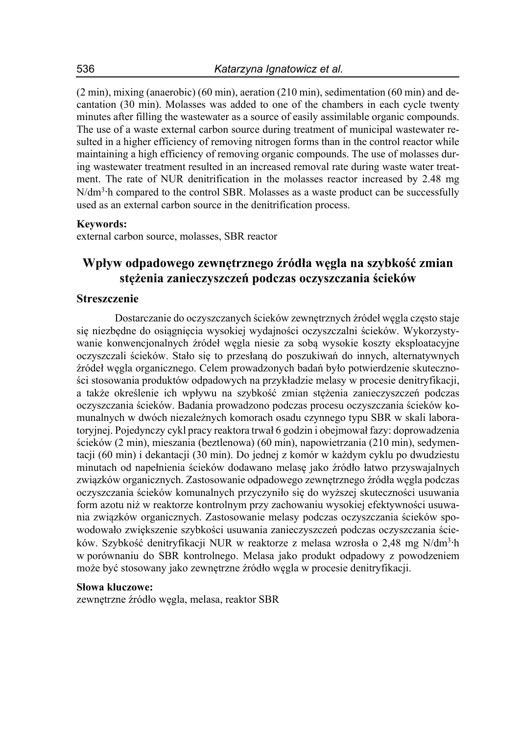(2 min), mixing (anaerobic) (60 min), aeration (210 min), sedimentation (60 min) and decantation (30 min). Molasses was added to one of the chambers in each cycle twenty minutes after filling the wastewater as a source of easily assimilable organic compounds. The use of a waste external carbon source during treatment of municipal wastewater resulted in a higher efficiency of removing nitrogen forms than in the control reactor while maintaining a high efficiency of removing organic compounds. The use of molasses during wastewater treatment resulted in an increased removal rate during waste water treatment. The rate of NUR denitrification in the molasses reactor increased by 2.48 mg N/dm$^3$·h compared to the control SBR. Molasses as a waste product can be successfully used as an external carbon source in the denitrification process.

**Keywords:**
external carbon source, molasses, SBR reactor

## Wpływ odpadowego zewnętrznego źródła węgla na szybkość zmian stężenia zanieczyszczeń podczas oczyszczania ścieków

### Streszczenie

Dostarczanie do oczyszczanych ścieków zewnętrznych źródeł węgla często staje się niezbędne do osiągnięcia wysokiej wydajności oczyszczalni ścieków. Wykorzystywanie konwencjonalnych źródeł węgla niesie za sobą wysokie koszty eksploatacyjne oczyszczali ścieków. Stało się to przesłaną do poszukiwań do innych, alternatywnych źródeł węgla organicznego. Celem prowadzonych badań było potwierdzenie skuteczności stosowania produktów odpadowych na przykładzie melasy w procesie denitryfikacji, a także określenie ich wpływu na szybkość zmian stężenia zanieczyszczeń podczas oczyszczania ścieków. Badania prowadzono podczas procesu oczyszczania ścieków komunalnych w dwóch niezależnych komorach osadu czynnego typu SBR w skali laboratoryjnej. Pojedynczy cykl pracy reaktora trwał 6 godzin i obejmował fazy: doprowadzenia ścieków (2 min), mieszania (beztlenowa) (60 min), napowietrzania (210 min), sedymentacji (60 min) i dekantacji (30 min). Do jednej z komór w każdym cyklu po dwudziestu minutach od napełnienia ścieków dodawano melasę jako źródło łatwo przyswajalnych związków organicznych. Zastosowanie odpadowego zewnętrznego źródła węgla podczas oczyszczania ścieków komunalnych przyczyniło się do wyższej skuteczności usuwania form azotu niż w reaktorze kontrolnym przy zachowaniu wysokiej efektywności usuwania związków organicznych. Zastosowanie melasy podczas oczyszczania ścieków spowodowało zwiększenie szybkości usuwania zanieczyszczeń podczas oczyszczania ścieków. Szybkość denitryfikacji NUR w reaktorze z melasa wzrosła o 2,48 mg N/dm$^3$·h w porównaniu do SBR kontrolnego. Melasa jako produkt odpadowy z powodzeniem może być stosowany jako zewnętrzne źródło węgla w procesie denitryfikacji.

**Słowa kluczowe:**
zewnętrzne źródło węgla, melasa, reaktor SBR